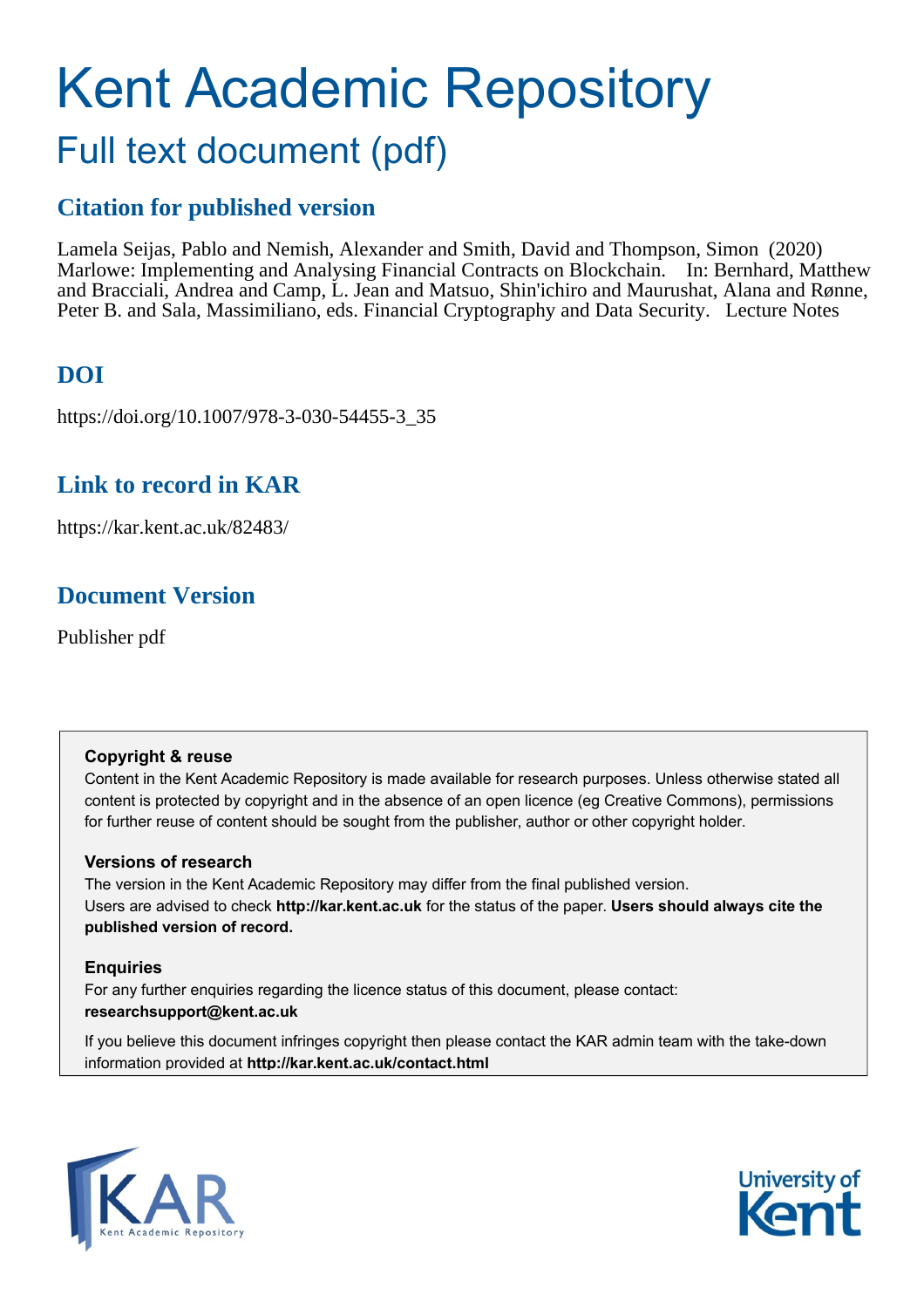# Kent Academic Repository

## Full text document (pdf)

### Citation for published version

Lamela Seijas, Pablo and Nemish, Alexander and Smith, David and Thompson, Simon (2020) Marlowe: Implementing and Analysing Financial Contracts on Blockchain. In: Bernhard, Matthew and Bracciali, Andrea and Camp, L. Jean and Matsuo, Shin'ichiro and Maurushat, Alana and Rønne, Peter B. and Sala, Massimiliano, eds. Financial Cryptography and Data Security. Lecture Notes

### DOI

https://doi.org/10.1007/978-3-030-54455-3_35

### Link to record in KAR

https://kar.kent.ac.uk/82483/

### Document Version

Publisher pdf

**Copyright & reuse**

Content in the Kent Academic Repository is made available for research purposes. Unless otherwise stated all content is protected by copyright and in the absence of an open licence (eg Creative Commons), permissions for further reuse of content should be sought from the publisher, author or other copyright holder.

**Versions of research**

The version in the Kent Academic Repository may differ from the final published version. Users are advised to check **http://kar.kent.ac.uk** for the status of the paper. **Users should always cite the published version of record.**

**Enquiries**

For any further enquiries regarding the licence status of this document, please contact: **researchsupport@kent.ac.uk**

If you believe this document infringes copyright then please contact the KAR admin team with the take-down information provided at **http://kar.kent.ac.uk/contact.html**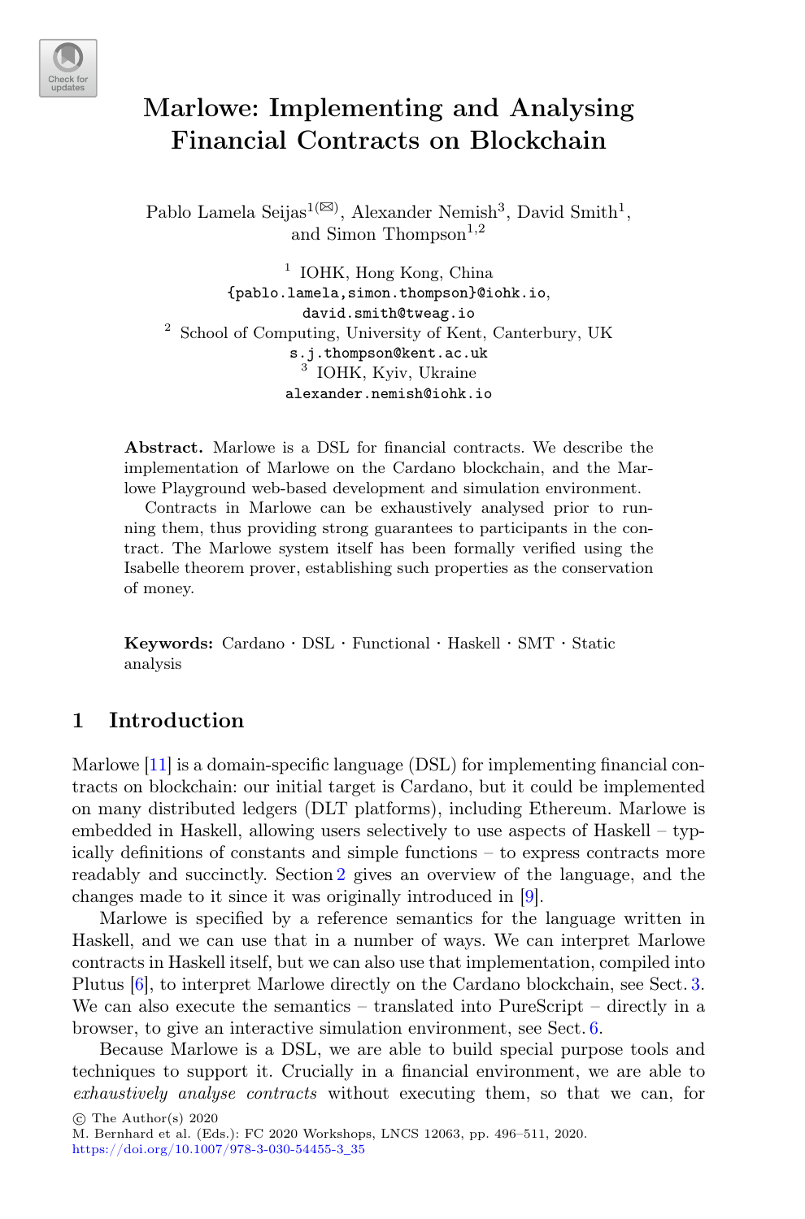# Marlowe: Implementing and Analysing Financial Contracts on Blockchain

Pablo Lamela Seijas[1(✉)], Alexander Nemish[3], David Smith[1], and Simon Thompson[1,2]

[1] IOHK, Hong Kong, China
{pablo.lamela,simon.thompson}@iohk.io, david.smith@tweag.io

[2] School of Computing, University of Kent, Canterbury, UK
s.j.thompson@kent.ac.uk

[3] IOHK, Kyiv, Ukraine
alexander.nemish@iohk.io

**Abstract.** Marlowe is a DSL for financial contracts. We describe the implementation of Marlowe on the Cardano blockchain, and the Marlowe Playground web-based development and simulation environment.

Contracts in Marlowe can be exhaustively analysed prior to running them, thus providing strong guarantees to participants in the contract. The Marlowe system itself has been formally verified using the Isabelle theorem prover, establishing such properties as the conservation of money.

**Keywords:** Cardano · DSL · Functional · Haskell · SMT · Static analysis

## 1 Introduction

Marlowe [11] is a domain-specific language (DSL) for implementing financial contracts on blockchain: our initial target is Cardano, but it could be implemented on many distributed ledgers (DLT platforms), including Ethereum. Marlowe is embedded in Haskell, allowing users selectively to use aspects of Haskell – typically definitions of constants and simple functions – to express contracts more readably and succinctly. Section 2 gives an overview of the language, and the changes made to it since it was originally introduced in [9].

Marlowe is specified by a reference semantics for the language written in Haskell, and we can use that in a number of ways. We can interpret Marlowe contracts in Haskell itself, but we can also use that implementation, compiled into Plutus [6], to interpret Marlowe directly on the Cardano blockchain, see Sect. 3. We can also execute the semantics – translated into PureScript – directly in a browser, to give an interactive simulation environment, see Sect. 6.

Because Marlowe is a DSL, we are able to build special purpose tools and techniques to support it. Crucially in a financial environment, we are able to *exhaustively analyse contracts* without executing them, so that we can, for

© The Author(s) 2020
M. Bernhard et al. (Eds.): FC 2020 Workshops, LNCS 12063, pp. 496–511, 2020.
https://doi.org/10.1007/978-3-030-54455-3_35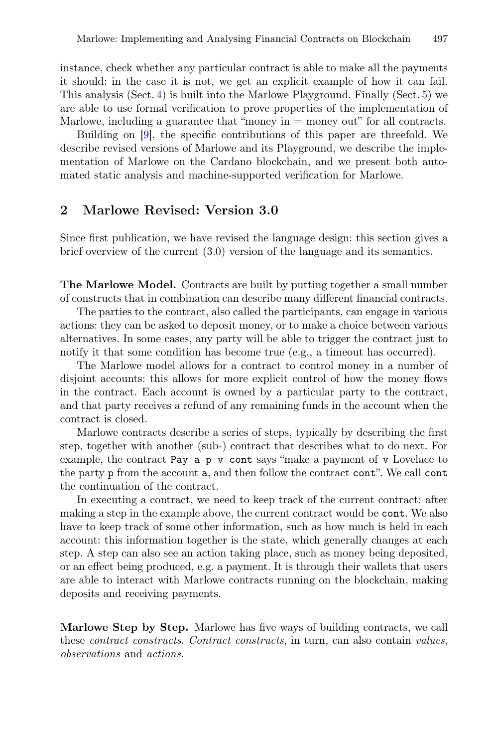instance, check whether any particular contract is able to make all the payments it should: in the case it is not, we get an explicit example of how it can fail. This analysis (Sect. 4) is built into the Marlowe Playground. Finally (Sect. 5) we are able to use formal verification to prove properties of the implementation of Marlowe, including a guarantee that "money in = money out" for all contracts.

Building on [9], the specific contributions of this paper are threefold. We describe revised versions of Marlowe and its Playground, we describe the implementation of Marlowe on the Cardano blockchain, and we present both automated static analysis and machine-supported verification for Marlowe.

## 2 Marlowe Revised: Version 3.0

Since first publication, we have revised the language design: this section gives a brief overview of the current (3.0) version of the language and its semantics.

**The Marlowe Model.** Contracts are built by putting together a small number of constructs that in combination can describe many different financial contracts.

The parties to the contract, also called the participants, can engage in various actions: they can be asked to deposit money, or to make a choice between various alternatives. In some cases, any party will be able to trigger the contract just to notify it that some condition has become true (e.g., a timeout has occurred).

The Marlowe model allows for a contract to control money in a number of disjoint accounts: this allows for more explicit control of how the money flows in the contract. Each account is owned by a particular party to the contract, and that party receives a refund of any remaining funds in the account when the contract is closed.

Marlowe contracts describe a series of steps, typically by describing the first step, together with another (sub-) contract that describes what to do next. For example, the contract `Pay a p v cont` says "make a payment of `v` Lovelace to the party `p` from the account `a`, and then follow the contract `cont`". We call `cont` the continuation of the contract.

In executing a contract, we need to keep track of the current contract: after making a step in the example above, the current contract would be `cont`. We also have to keep track of some other information, such as how much is held in each account: this information together is the state, which generally changes at each step. A step can also see an action taking place, such as money being deposited, or an effect being produced, e.g. a payment. It is through their wallets that users are able to interact with Marlowe contracts running on the blockchain, making deposits and receiving payments.

**Marlowe Step by Step.** Marlowe has five ways of building contracts, we call these *contract constructs*. *Contract constructs*, in turn, can also contain *values*, *observations* and *actions*.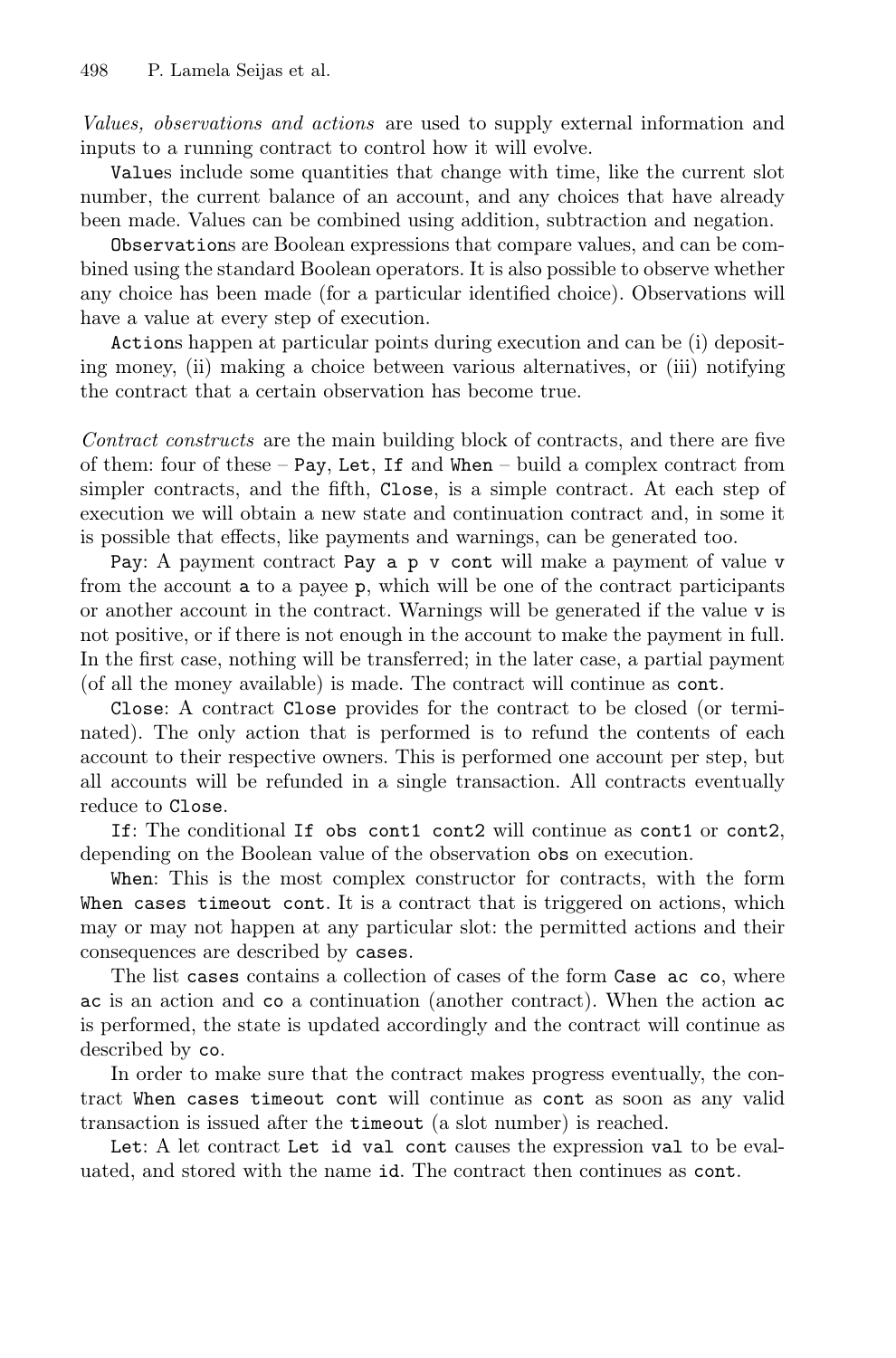*Values, observations and actions* are used to supply external information and inputs to a running contract to control how it will evolve.

`Value`s include some quantities that change with time, like the current slot number, the current balance of an account, and any choices that have already been made. Values can be combined using addition, subtraction and negation.

`Observation`s are Boolean expressions that compare values, and can be combined using the standard Boolean operators. It is also possible to observe whether any choice has been made (for a particular identified choice). Observations will have a value at every step of execution.

`Action`s happen at particular points during execution and can be (i) depositing money, (ii) making a choice between various alternatives, or (iii) notifying the contract that a certain observation has become true.

*Contract constructs* are the main building block of contracts, and there are five of them: four of these – `Pay`, `Let`, `If` and `When` – build a complex contract from simpler contracts, and the fifth, `Close`, is a simple contract. At each step of execution we will obtain a new state and continuation contract and, in some it is possible that effects, like payments and warnings, can be generated too.

`Pay`: A payment contract `Pay a p v cont` will make a payment of value `v` from the account `a` to a payee `p`, which will be one of the contract participants or another account in the contract. Warnings will be generated if the value `v` is not positive, or if there is not enough in the account to make the payment in full. In the first case, nothing will be transferred; in the later case, a partial payment (of all the money available) is made. The contract will continue as `cont`.

`Close`: A contract `Close` provides for the contract to be closed (or terminated). The only action that is performed is to refund the contents of each account to their respective owners. This is performed one account per step, but all accounts will be refunded in a single transaction. All contracts eventually reduce to `Close`.

`If`: The conditional `If obs cont1 cont2` will continue as `cont1` or `cont2`, depending on the Boolean value of the observation `obs` on execution.

`When`: This is the most complex constructor for contracts, with the form `When cases timeout cont`. It is a contract that is triggered on actions, which may or may not happen at any particular slot: the permitted actions and their consequences are described by `cases`.

The list `cases` contains a collection of cases of the form `Case ac co`, where `ac` is an action and `co` a continuation (another contract). When the action `ac` is performed, the state is updated accordingly and the contract will continue as described by `co`.

In order to make sure that the contract makes progress eventually, the contract `When cases timeout cont` will continue as `cont` as soon as any valid transaction is issued after the `timeout` (a slot number) is reached.

`Let`: A let contract `Let id val cont` causes the expression `val` to be evaluated, and stored with the name `id`. The contract then continues as `cont`.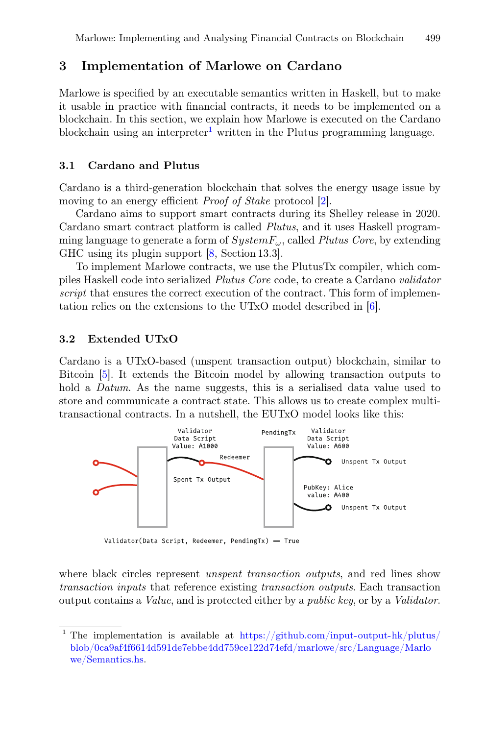## 3 Implementation of Marlowe on Cardano

Marlowe is specified by an executable semantics written in Haskell, but to make it usable in practice with financial contracts, it needs to be implemented on a blockchain. In this section, we explain how Marlowe is executed on the Cardano blockchain using an interpreter[1] written in the Plutus programming language.

### 3.1 Cardano and Plutus

Cardano is a third-generation blockchain that solves the energy usage issue by moving to an energy efficient *Proof of Stake* protocol [2].

Cardano aims to support smart contracts during its Shelley release in 2020. Cardano smart contract platform is called *Plutus*, and it uses Haskell programming language to generate a form of $SystemF_\omega$, called *Plutus Core*, by extending GHC using its plugin support [8, Section 13.3].

To implement Marlowe contracts, we use the PlutusTx compiler, which compiles Haskell code into serialized *Plutus Core* code, to create a Cardano *validator script* that ensures the correct execution of the contract. This form of implementation relies on the extensions to the UTxO model described in [6].

### 3.2 Extended UTxO

Cardano is a UTxO-based (unspent transaction output) blockchain, similar to Bitcoin [5]. It extends the Bitcoin model by allowing transaction outputs to hold a *Datum*. As the name suggests, this is a serialised data value used to store and communicate a contract state. This allows us to create complex multi-transactional contracts. In a nutshell, the EUTxO model looks like this:

Validator Data Script Value: ₳1000 | Redeemer | Spent Tx Output | PendingTx | Validator Data Script Value: ₳600 | Unspent Tx Output | PubKey: Alice value: ₳400 | Unspent Tx Output

Validator(Data Script, Redeemer, PendingTx) = True

where black circles represent *unspent transaction outputs*, and red lines show *transaction inputs* that reference existing *transaction outputs*. Each transaction output contains a *Value*, and is protected either by a *public key*, or by a *Validator*.

---

[1] The implementation is available at https://github.com/input-output-hk/plutus/blob/0ca9af4f6614d591de7ebbe4dd759ce122d74efd/marlowe/src/Language/Marlowe/Semantics.hs.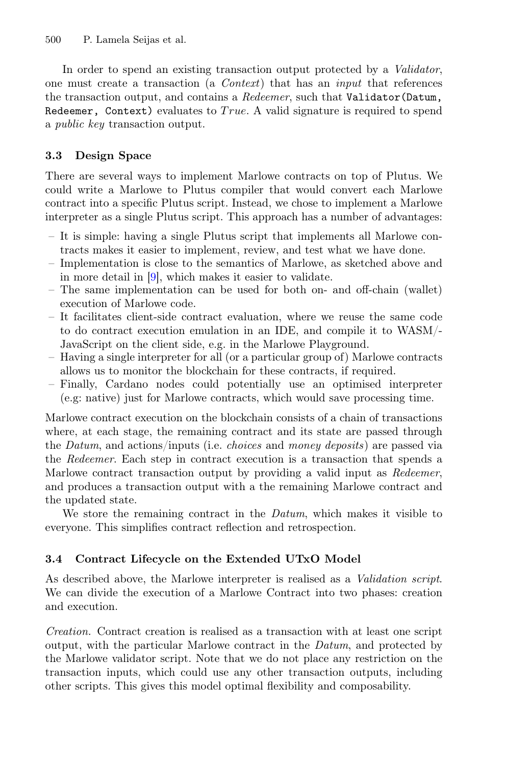In order to spend an existing transaction output protected by a *Validator*, one must create a transaction (a *Context*) that has an *input* that references the transaction output, and contains a *Redeemer*, such that `Validator(Datum, Redeemer, Context)` evaluates to $True$. A valid signature is required to spend a *public key* transaction output.

### 3.3 Design Space

There are several ways to implement Marlowe contracts on top of Plutus. We could write a Marlowe to Plutus compiler that would convert each Marlowe contract into a specific Plutus script. Instead, we chose to implement a Marlowe interpreter as a single Plutus script. This approach has a number of advantages:

- It is simple: having a single Plutus script that implements all Marlowe contracts makes it easier to implement, review, and test what we have done.
- Implementation is close to the semantics of Marlowe, as sketched above and in more detail in [9], which makes it easier to validate.
- The same implementation can be used for both on- and off-chain (wallet) execution of Marlowe code.
- It facilitates client-side contract evaluation, where we reuse the same code to do contract execution emulation in an IDE, and compile it to WASM/-JavaScript on the client side, e.g. in the Marlowe Playground.
- Having a single interpreter for all (or a particular group of) Marlowe contracts allows us to monitor the blockchain for these contracts, if required.
- Finally, Cardano nodes could potentially use an optimised interpreter (e.g: native) just for Marlowe contracts, which would save processing time.

Marlowe contract execution on the blockchain consists of a chain of transactions where, at each stage, the remaining contract and its state are passed through the *Datum*, and actions/inputs (i.e. *choices* and *money deposits*) are passed via the *Redeemer*. Each step in contract execution is a transaction that spends a Marlowe contract transaction output by providing a valid input as *Redeemer*, and produces a transaction output with a the remaining Marlowe contract and the updated state.

We store the remaining contract in the *Datum*, which makes it visible to everyone. This simplifies contract reflection and retrospection.

### 3.4 Contract Lifecycle on the Extended UTxO Model

As described above, the Marlowe interpreter is realised as a *Validation script*. We can divide the execution of a Marlowe Contract into two phases: creation and execution.

*Creation.* Contract creation is realised as a transaction with at least one script output, with the particular Marlowe contract in the *Datum*, and protected by the Marlowe validator script. Note that we do not place any restriction on the transaction inputs, which could use any other transaction outputs, including other scripts. This gives this model optimal flexibility and composability.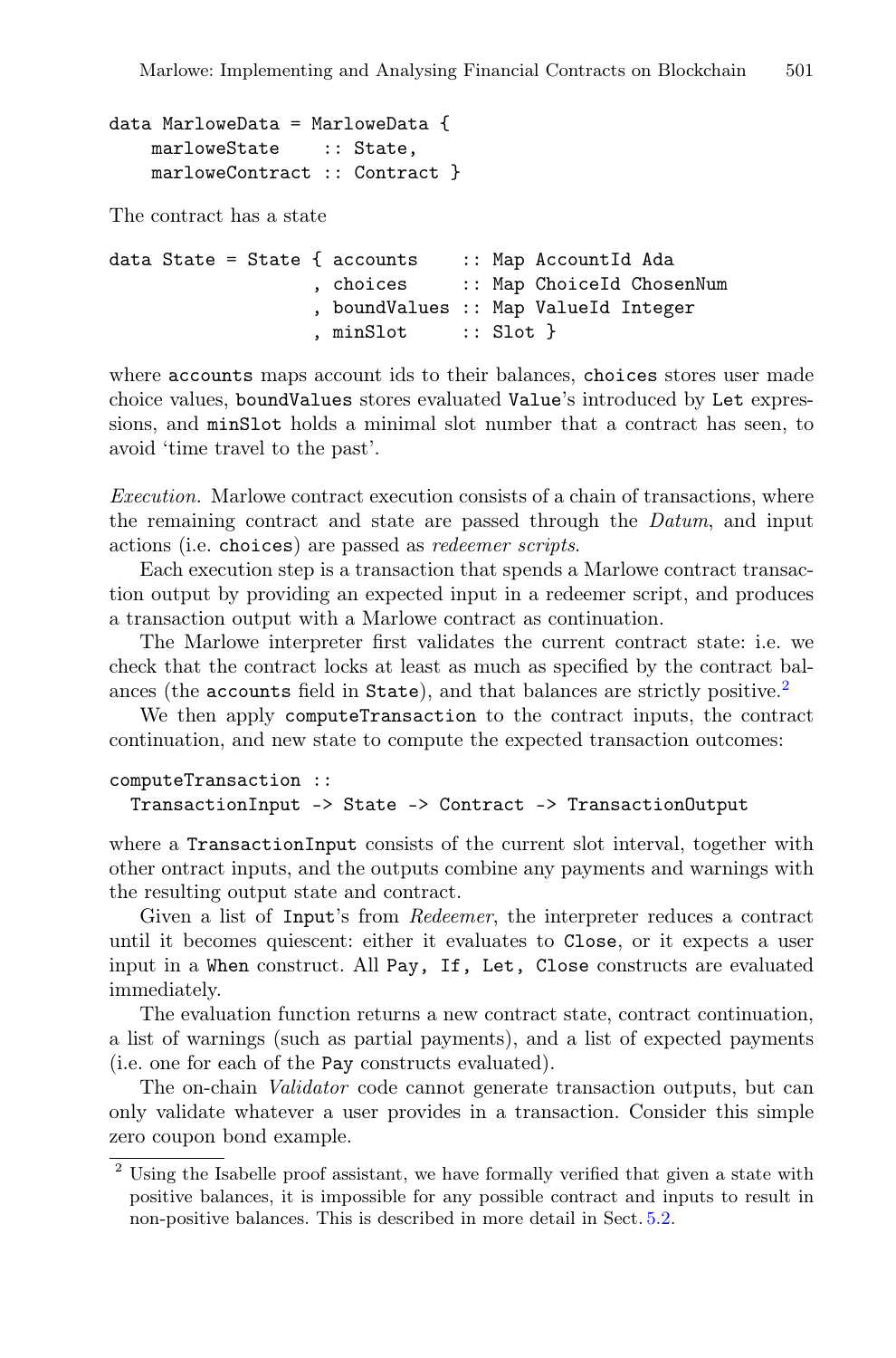```
data MarloweData = MarloweData {
    marloweState    :: State,
    marloweContract :: Contract }
```

The contract has a state

```
data State = State { accounts    :: Map AccountId Ada
                   , choices     :: Map ChoiceId ChosenNum
                   , boundValues :: Map ValueId Integer
                   , minSlot     :: Slot }
```

where `accounts` maps account ids to their balances, `choices` stores user made choice values, `boundValues` stores evaluated `Value`'s introduced by `Let` expressions, and `minSlot` holds a minimal slot number that a contract has seen, to avoid 'time travel to the past'.

*Execution.* Marlowe contract execution consists of a chain of transactions, where the remaining contract and state are passed through the *Datum*, and input actions (i.e. `choices`) are passed as *redeemer scripts*.

Each execution step is a transaction that spends a Marlowe contract transaction output by providing an expected input in a redeemer script, and produces a transaction output with a Marlowe contract as continuation.

The Marlowe interpreter first validates the current contract state: i.e. we check that the contract locks at least as much as specified by the contract balances (the `accounts` field in `State`), and that balances are strictly positive.[2]

We then apply `computeTransaction` to the contract inputs, the contract continuation, and new state to compute the expected transaction outcomes:

```
computeTransaction ::
  TransactionInput -> State -> Contract -> TransactionOutput
```

where a `TransactionInput` consists of the current slot interval, together with other ontract inputs, and the outputs combine any payments and warnings with the resulting output state and contract.

Given a list of `Input`'s from *Redeemer*, the interpreter reduces a contract until it becomes quiescent: either it evaluates to `Close`, or it expects a user input in a `When` construct. All `Pay, If, Let, Close` constructs are evaluated immediately.

The evaluation function returns a new contract state, contract continuation, a list of warnings (such as partial payments), and a list of expected payments (i.e. one for each of the `Pay` constructs evaluated).

The on-chain *Validator* code cannot generate transaction outputs, but can only validate whatever a user provides in a transaction. Consider this simple zero coupon bond example.

---

[2] Using the Isabelle proof assistant, we have formally verified that given a state with positive balances, it is impossible for any possible contract and inputs to result in non-positive balances. This is described in more detail in Sect. 5.2.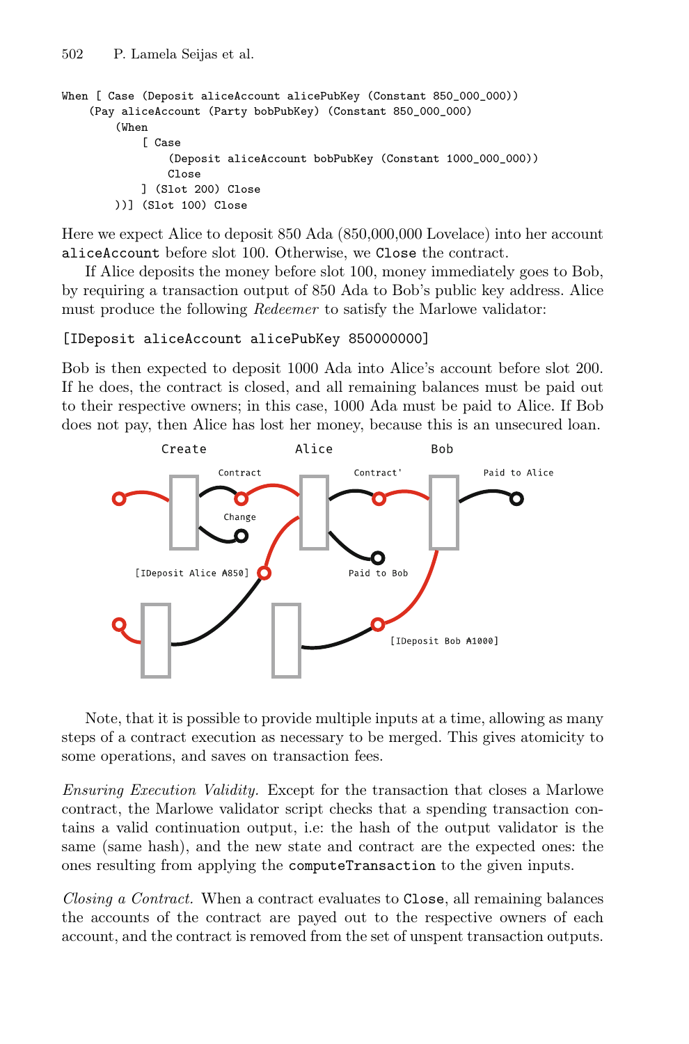```
When [ Case (Deposit aliceAccount alicePubKey (Constant 850_000_000))
    (Pay aliceAccount (Party bobPubKey) (Constant 850_000_000)
        (When
            [ Case
                (Deposit aliceAccount bobPubKey (Constant 1000_000_000))
                Close
            ] (Slot 200) Close
        ))] (Slot 100) Close
```

Here we expect Alice to deposit 850 Ada (850,000,000 Lovelace) into her account `aliceAccount` before slot 100. Otherwise, we `Close` the contract.

If Alice deposits the money before slot 100, money immediately goes to Bob, by requiring a transaction output of 850 Ada to Bob's public key address. Alice must produce the following *Redeemer* to satisfy the Marlowe validator:

```
[IDeposit aliceAccount alicePubKey 850000000]
```

Bob is then expected to deposit 1000 Ada into Alice's account before slot 200. If he does, the contract is closed, and all remaining balances must be paid out to their respective owners; in this case, 1000 Ada must be paid to Alice. If Bob does not pay, then Alice has lost her money, because this is an unsecured loan.

Note, that it is possible to provide multiple inputs at a time, allowing as many steps of a contract execution as necessary to be merged. This gives atomicity to some operations, and saves on transaction fees.

*Ensuring Execution Validity.* Except for the transaction that closes a Marlowe contract, the Marlowe validator script checks that a spending transaction contains a valid continuation output, i.e: the hash of the output validator is the same (same hash), and the new state and contract are the expected ones: the ones resulting from applying the `computeTransaction` to the given inputs.

*Closing a Contract.* When a contract evaluates to `Close`, all remaining balances the accounts of the contract are payed out to the respective owners of each account, and the contract is removed from the set of unspent transaction outputs.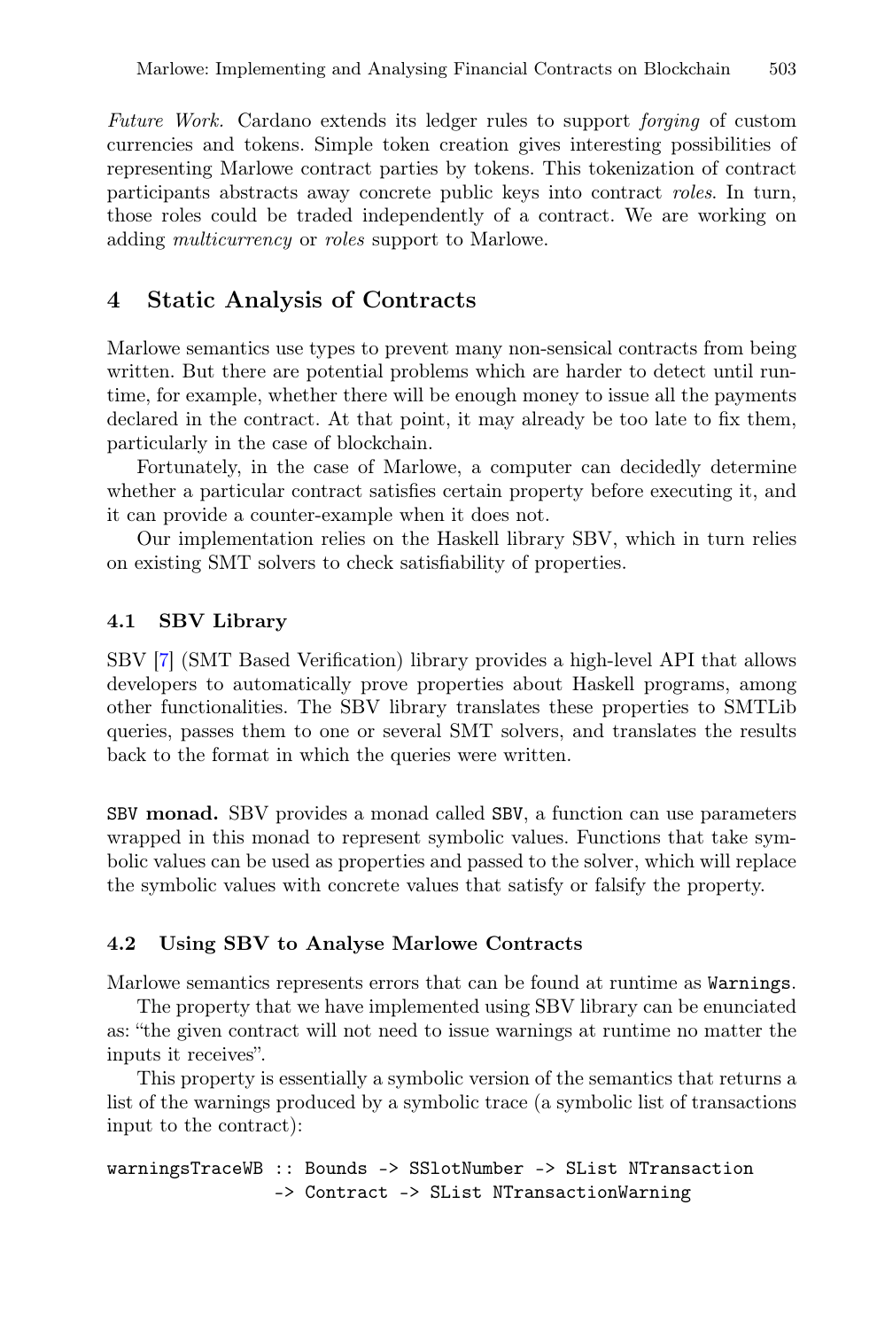*Future Work.* Cardano extends its ledger rules to support *forging* of custom currencies and tokens. Simple token creation gives interesting possibilities of representing Marlowe contract parties by tokens. This tokenization of contract participants abstracts away concrete public keys into contract *roles*. In turn, those roles could be traded independently of a contract. We are working on adding *multicurrency* or *roles* support to Marlowe.

## 4 Static Analysis of Contracts

Marlowe semantics use types to prevent many non-sensical contracts from being written. But there are potential problems which are harder to detect until runtime, for example, whether there will be enough money to issue all the payments declared in the contract. At that point, it may already be too late to fix them, particularly in the case of blockchain.

Fortunately, in the case of Marlowe, a computer can decidedly determine whether a particular contract satisfies certain property before executing it, and it can provide a counter-example when it does not.

Our implementation relies on the Haskell library SBV, which in turn relies on existing SMT solvers to check satisfiability of properties.

### 4.1 SBV Library

SBV [7] (SMT Based Verification) library provides a high-level API that allows developers to automatically prove properties about Haskell programs, among other functionalities. The SBV library translates these properties to SMTLib queries, passes them to one or several SMT solvers, and translates the results back to the format in which the queries were written.

**`SBV` monad.** SBV provides a monad called `SBV`, a function can use parameters wrapped in this monad to represent symbolic values. Functions that take symbolic values can be used as properties and passed to the solver, which will replace the symbolic values with concrete values that satisfy or falsify the property.

### 4.2 Using SBV to Analyse Marlowe Contracts

Marlowe semantics represents errors that can be found at runtime as `Warnings`.

The property that we have implemented using SBV library can be enunciated as: "the given contract will not need to issue warnings at runtime no matter the inputs it receives".

This property is essentially a symbolic version of the semantics that returns a list of the warnings produced by a symbolic trace (a symbolic list of transactions input to the contract):

```
warningsTraceWB :: Bounds -> SSlotNumber -> SList NTransaction
                -> Contract -> SList NTransactionWarning
```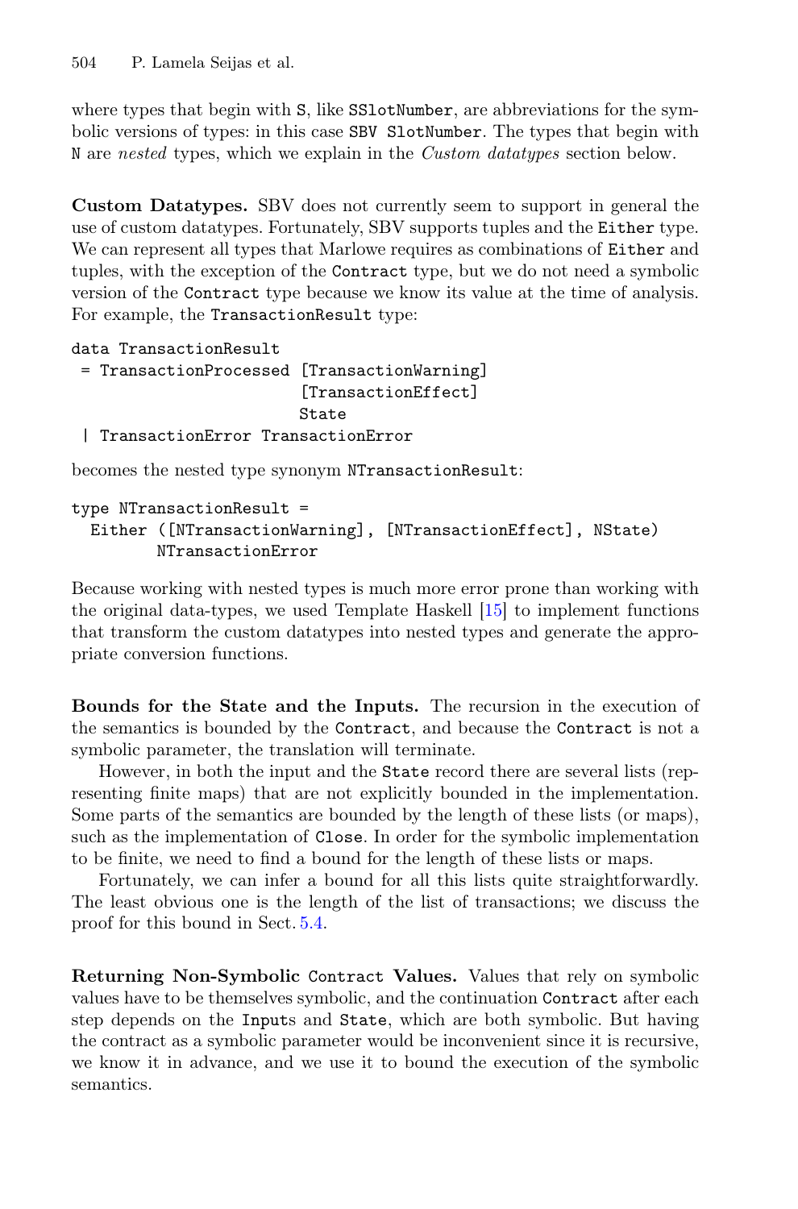where types that begin with S, like `SSlotNumber`, are abbreviations for the symbolic versions of types: in this case `SBV SlotNumber`. The types that begin with N are *nested* types, which we explain in the *Custom datatypes* section below.

**Custom Datatypes.** SBV does not currently seem to support in general the use of custom datatypes. Fortunately, SBV supports tuples and the `Either` type. We can represent all types that Marlowe requires as combinations of `Either` and tuples, with the exception of the `Contract` type, but we do not need a symbolic version of the `Contract` type because we know its value at the time of analysis. For example, the `TransactionResult` type:

```
data TransactionResult
 = TransactionProcessed [TransactionWarning]
                        [TransactionEffect]
                        State
 | TransactionError TransactionError
```

becomes the nested type synonym `NTransactionResult`:

```
type NTransactionResult =
  Either ([NTransactionWarning], [NTransactionEffect], NState)
         NTransactionError
```

Because working with nested types is much more error prone than working with the original data-types, we used Template Haskell [15] to implement functions that transform the custom datatypes into nested types and generate the appropriate conversion functions.

**Bounds for the State and the Inputs.** The recursion in the execution of the semantics is bounded by the `Contract`, and because the `Contract` is not a symbolic parameter, the translation will terminate.

However, in both the input and the `State` record there are several lists (representing finite maps) that are not explicitly bounded in the implementation. Some parts of the semantics are bounded by the length of these lists (or maps), such as the implementation of `Close`. In order for the symbolic implementation to be finite, we need to find a bound for the length of these lists or maps.

Fortunately, we can infer a bound for all this lists quite straightforwardly. The least obvious one is the length of the list of transactions; we discuss the proof for this bound in Sect. 5.4.

**Returning Non-Symbolic `Contract` Values.** Values that rely on symbolic values have to be themselves symbolic, and the continuation `Contract` after each step depends on the `Input`s and `State`, which are both symbolic. But having the contract as a symbolic parameter would be inconvenient since it is recursive, we know it in advance, and we use it to bound the execution of the symbolic semantics.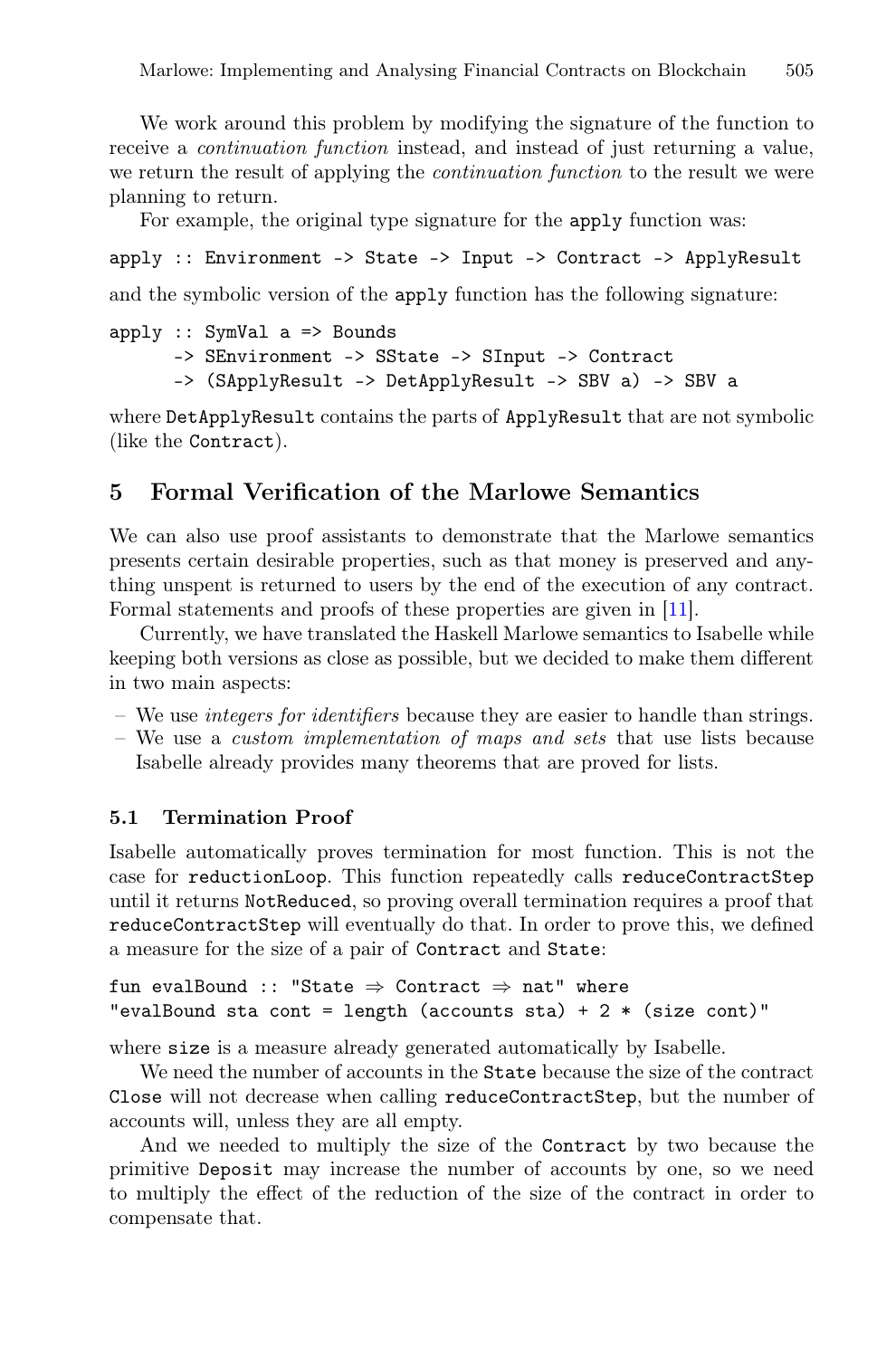We work around this problem by modifying the signature of the function to receive a *continuation function* instead, and instead of just returning a value, we return the result of applying the *continuation function* to the result we were planning to return.

For example, the original type signature for the `apply` function was:

```
apply :: Environment -> State -> Input -> Contract -> ApplyResult
```

and the symbolic version of the `apply` function has the following signature:

```
apply :: SymVal a => Bounds
      -> SEnvironment -> SState -> SInput -> Contract
      -> (SApplyResult -> DetApplyResult -> SBV a) -> SBV a
```

where `DetApplyResult` contains the parts of `ApplyResult` that are not symbolic (like the `Contract`).

## 5 Formal Verification of the Marlowe Semantics

We can also use proof assistants to demonstrate that the Marlowe semantics presents certain desirable properties, such as that money is preserved and anything unspent is returned to users by the end of the execution of any contract. Formal statements and proofs of these properties are given in [11].

Currently, we have translated the Haskell Marlowe semantics to Isabelle while keeping both versions as close as possible, but we decided to make them different in two main aspects:

- We use *integers for identifiers* because they are easier to handle than strings.
- We use a *custom implementation of maps and sets* that use lists because Isabelle already provides many theorems that are proved for lists.

### 5.1 Termination Proof

Isabelle automatically proves termination for most function. This is not the case for `reductionLoop`. This function repeatedly calls `reduceContractStep` until it returns `NotReduced`, so proving overall termination requires a proof that `reduceContractStep` will eventually do that. In order to prove this, we defined a measure for the size of a pair of `Contract` and `State`:

```
fun evalBound :: "State ⇒ Contract ⇒ nat" where
"evalBound sta cont = length (accounts sta) + 2 * (size cont)"
```

where `size` is a measure already generated automatically by Isabelle.

We need the number of accounts in the `State` because the size of the contract `Close` will not decrease when calling `reduceContractStep`, but the number of accounts will, unless they are all empty.

And we needed to multiply the size of the `Contract` by two because the primitive `Deposit` may increase the number of accounts by one, so we need to multiply the effect of the reduction of the size of the contract in order to compensate that.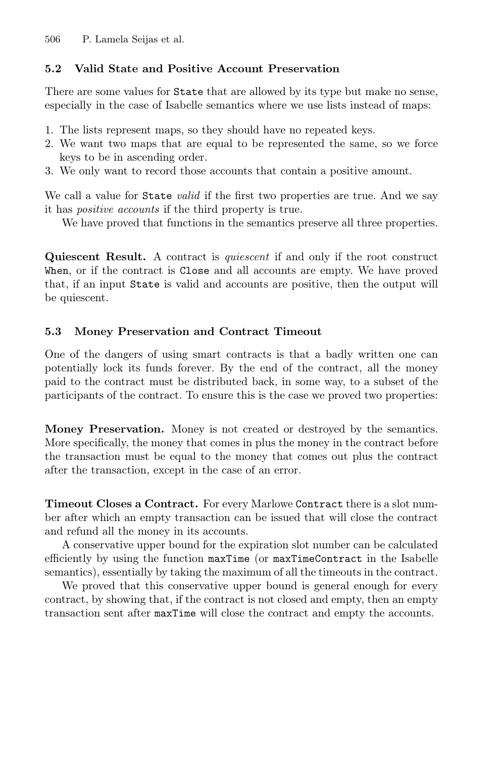### 5.2 Valid State and Positive Account Preservation

There are some values for `State` that are allowed by its type but make no sense, especially in the case of Isabelle semantics where we use lists instead of maps:

1. The lists represent maps, so they should have no repeated keys.
2. We want two maps that are equal to be represented the same, so we force keys to be in ascending order.
3. We only want to record those accounts that contain a positive amount.

We call a value for `State` *valid* if the first two properties are true. And we say it has *positive accounts* if the third property is true.

We have proved that functions in the semantics preserve all three properties.

**Quiescent Result.** A contract is *quiescent* if and only if the root construct `When`, or if the contract is `Close` and all accounts are empty. We have proved that, if an input `State` is valid and accounts are positive, then the output will be quiescent.

### 5.3 Money Preservation and Contract Timeout

One of the dangers of using smart contracts is that a badly written one can potentially lock its funds forever. By the end of the contract, all the money paid to the contract must be distributed back, in some way, to a subset of the participants of the contract. To ensure this is the case we proved two properties:

**Money Preservation.** Money is not created or destroyed by the semantics. More specifically, the money that comes in plus the money in the contract before the transaction must be equal to the money that comes out plus the contract after the transaction, except in the case of an error.

**Timeout Closes a Contract.** For every Marlowe `Contract` there is a slot number after which an empty transaction can be issued that will close the contract and refund all the money in its accounts.

A conservative upper bound for the expiration slot number can be calculated efficiently by using the function `maxTime` (or `maxTimeContract` in the Isabelle semantics), essentially by taking the maximum of all the timeouts in the contract.

We proved that this conservative upper bound is general enough for every contract, by showing that, if the contract is not closed and empty, then an empty transaction sent after `maxTime` will close the contract and empty the accounts.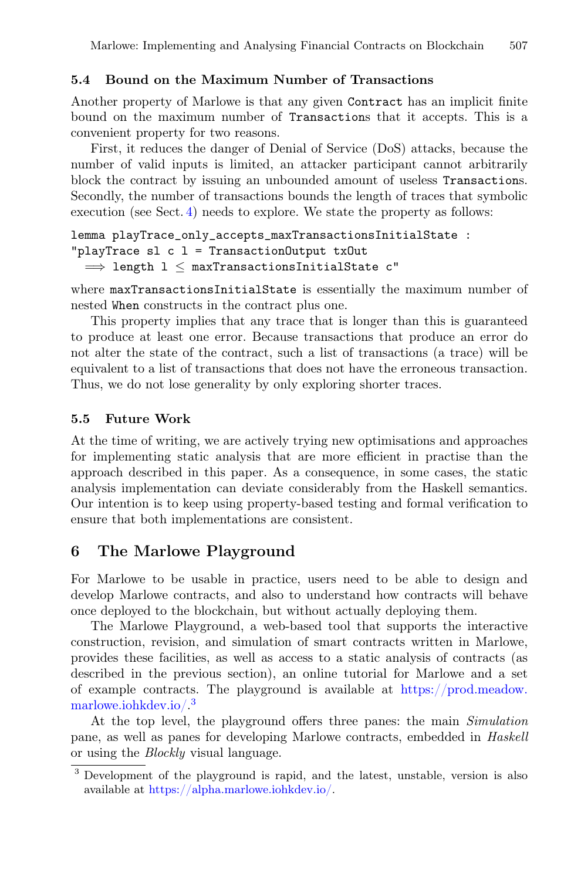### 5.4 Bound on the Maximum Number of Transactions

Another property of Marlowe is that any given `Contract` has an implicit finite bound on the maximum number of `Transaction`s that it accepts. This is a convenient property for two reasons.

First, it reduces the danger of Denial of Service (DoS) attacks, because the number of valid inputs is limited, an attacker participant cannot arbitrarily block the contract by issuing an unbounded amount of useless `Transaction`s. Secondly, the number of transactions bounds the length of traces that symbolic execution (see Sect. 4) needs to explore. We state the property as follows:

```
lemma playTrace_only_accepts_maxTransactionsInitialState :
"playTrace sl c l = TransactionOutput txOut
  ⟹ length l ≤ maxTransactionsInitialState c"
```

where `maxTransactionsInitialState` is essentially the maximum number of nested `When` constructs in the contract plus one.

This property implies that any trace that is longer than this is guaranteed to produce at least one error. Because transactions that produce an error do not alter the state of the contract, such a list of transactions (a trace) will be equivalent to a list of transactions that does not have the erroneous transaction. Thus, we do not lose generality by only exploring shorter traces.

### 5.5 Future Work

At the time of writing, we are actively trying new optimisations and approaches for implementing static analysis that are more efficient in practise than the approach described in this paper. As a consequence, in some cases, the static analysis implementation can deviate considerably from the Haskell semantics. Our intention is to keep using property-based testing and formal verification to ensure that both implementations are consistent.

## 6 The Marlowe Playground

For Marlowe to be usable in practice, users need to be able to design and develop Marlowe contracts, and also to understand how contracts will behave once deployed to the blockchain, but without actually deploying them.

The Marlowe Playground, a web-based tool that supports the interactive construction, revision, and simulation of smart contracts written in Marlowe, provides these facilities, as well as access to a static analysis of contracts (as described in the previous section), an online tutorial for Marlowe and a set of example contracts. The playground is available at https://prod.meadow.marlowe.iohkdev.io/.[3]

At the top level, the playground offers three panes: the main *Simulation* pane, as well as panes for developing Marlowe contracts, embedded in *Haskell* or using the *Blockly* visual language.

[3] Development of the playground is rapid, and the latest, unstable, version is also available at https://alpha.marlowe.iohkdev.io/.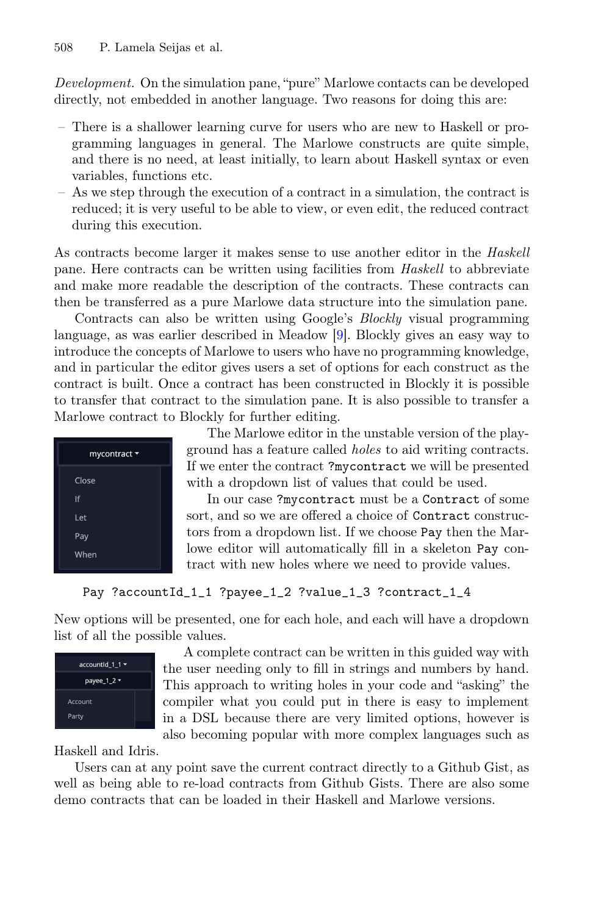*Development.* On the simulation pane, "pure" Marlowe contacts can be developed directly, not embedded in another language. Two reasons for doing this are:

- There is a shallower learning curve for users who are new to Haskell or programming languages in general. The Marlowe constructs are quite simple, and there is no need, at least initially, to learn about Haskell syntax or even variables, functions etc.
- As we step through the execution of a contract in a simulation, the contract is reduced; it is very useful to be able to view, or even edit, the reduced contract during this execution.

As contracts become larger it makes sense to use another editor in the *Haskell* pane. Here contracts can be written using facilities from *Haskell* to abbreviate and make more readable the description of the contracts. These contracts can then be transferred as a pure Marlowe data structure into the simulation pane.

Contracts can also be written using Google's *Blockly* visual programming language, as was earlier described in Meadow [9]. Blockly gives an easy way to introduce the concepts of Marlowe to users who have no programming knowledge, and in particular the editor gives users a set of options for each construct as the contract is built. Once a contract has been constructed in Blockly it is possible to transfer that contract to the simulation pane. It is also possible to transfer a Marlowe contract to Blockly for further editing.

The Marlowe editor in the unstable version of the playground has a feature called *holes* to aid writing contracts. If we enter the contract `?mycontract` we will be presented with a dropdown list of values that could be used.

In our case `?mycontract` must be a `Contract` of some sort, and so we are offered a choice of `Contract` constructors from a dropdown list. If we choose `Pay` then the Marlowe editor will automatically fill in a skeleton `Pay` contract with new holes where we need to provide values.

```
Pay ?accountId_1_1 ?payee_1_2 ?value_1_3 ?contract_1_4
```

New options will be presented, one for each hole, and each will have a dropdown list of all the possible values.

A complete contract can be written in this guided way with the user needing only to fill in strings and numbers by hand. This approach to writing holes in your code and "asking" the compiler what you could put in there is easy to implement in a DSL because there are very limited options, however is also becoming popular with more complex languages such as Haskell and Idris.

Users can at any point save the current contract directly to a Github Gist, as well as being able to re-load contracts from Github Gists. There are also some demo contracts that can be loaded in their Haskell and Marlowe versions.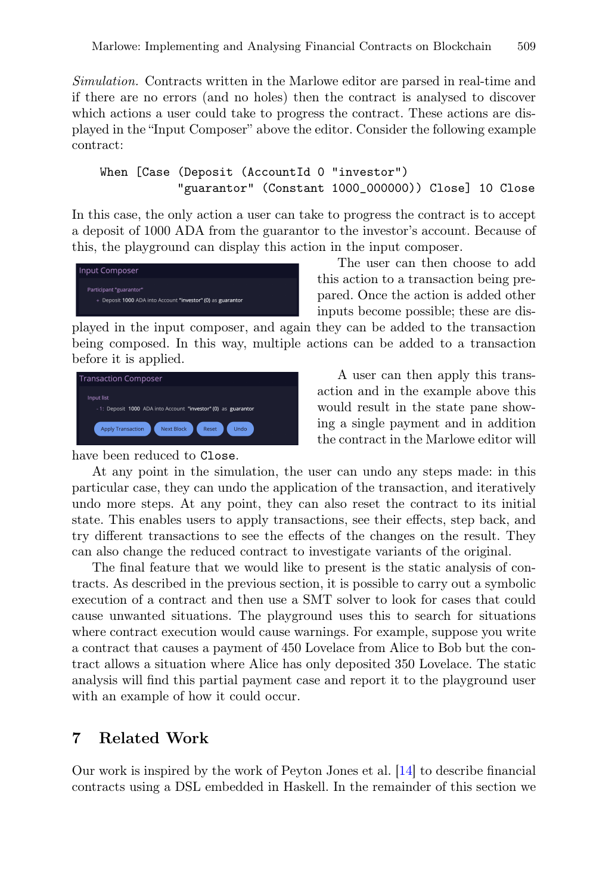*Simulation.* Contracts written in the Marlowe editor are parsed in real-time and if there are no errors (and no holes) then the contract is analysed to discover which actions a user could take to progress the contract. These actions are displayed in the "Input Composer" above the editor. Consider the following example contract:

```
When [Case (Deposit (AccountId 0 "investor")
           "guarantor" (Constant 1000_000000)) Close] 10 Close
```

In this case, the only action a user can take to progress the contract is to accept a deposit of 1000 ADA from the guarantor to the investor's account. Because of this, the playground can display this action in the input composer.

Input Composer

Participant "guarantor"

+ Deposit 1000 ADA into Account "investor" (0) as guarantor

The user can then choose to add this action to a transaction being prepared. Once the action is added other inputs become possible; these are displayed in the input composer, and again they can be added to the transaction being composed. In this way, multiple actions can be added to a transaction before it is applied.

Transaction Composer

Input list

- 1: Deposit 1000 ADA into Account "investor" (0) as guarantor

Apply Transaction | Next Block | Reset | Undo

A user can then apply this transaction and in the example above this would result in the state pane showing a single payment and in addition the contract in the Marlowe editor will have been reduced to `Close`.

At any point in the simulation, the user can undo any steps made: in this particular case, they can undo the application of the transaction, and iteratively undo more steps. At any point, they can also reset the contract to its initial state. This enables users to apply transactions, see their effects, step back, and try different transactions to see the effects of the changes on the result. They can also change the reduced contract to investigate variants of the original.

The final feature that we would like to present is the static analysis of contracts. As described in the previous section, it is possible to carry out a symbolic execution of a contract and then use a SMT solver to look for cases that could cause unwanted situations. The playground uses this to search for situations where contract execution would cause warnings. For example, suppose you write a contract that causes a payment of 450 Lovelace from Alice to Bob but the contract allows a situation where Alice has only deposited 350 Lovelace. The static analysis will find this partial payment case and report it to the playground user with an example of how it could occur.

## 7 Related Work

Our work is inspired by the work of Peyton Jones et al. [14] to describe financial contracts using a DSL embedded in Haskell. In the remainder of this section we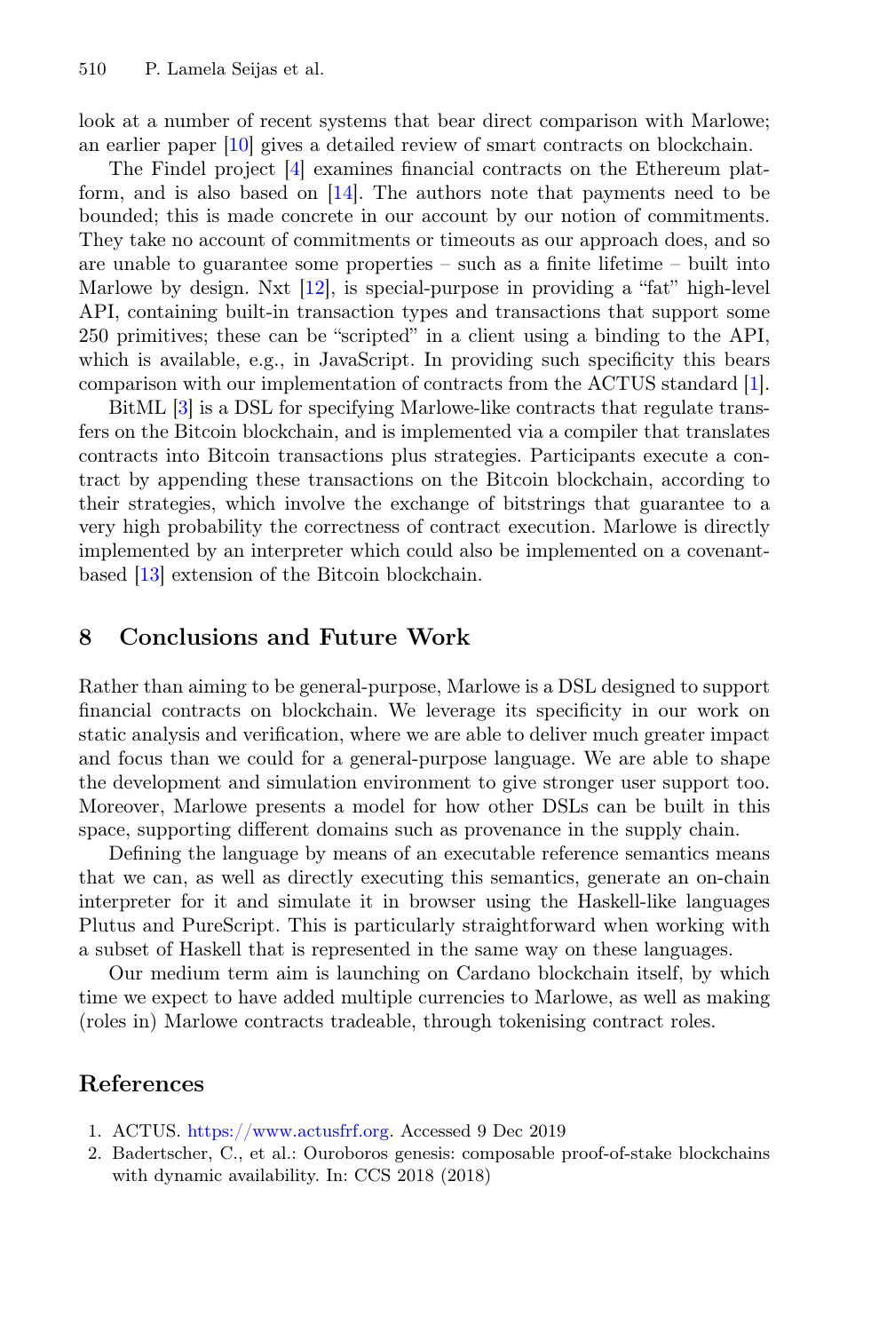look at a number of recent systems that bear direct comparison with Marlowe; an earlier paper [10] gives a detailed review of smart contracts on blockchain.

The Findel project [4] examines financial contracts on the Ethereum platform, and is also based on [14]. The authors note that payments need to be bounded; this is made concrete in our account by our notion of commitments. They take no account of commitments or timeouts as our approach does, and so are unable to guarantee some properties – such as a finite lifetime – built into Marlowe by design. Nxt [12], is special-purpose in providing a "fat" high-level API, containing built-in transaction types and transactions that support some 250 primitives; these can be "scripted" in a client using a binding to the API, which is available, e.g., in JavaScript. In providing such specificity this bears comparison with our implementation of contracts from the ACTUS standard [1].

BitML [3] is a DSL for specifying Marlowe-like contracts that regulate transfers on the Bitcoin blockchain, and is implemented via a compiler that translates contracts into Bitcoin transactions plus strategies. Participants execute a contract by appending these transactions on the Bitcoin blockchain, according to their strategies, which involve the exchange of bitstrings that guarantee to a very high probability the correctness of contract execution. Marlowe is directly implemented by an interpreter which could also be implemented on a covenant-based [13] extension of the Bitcoin blockchain.

## 8 Conclusions and Future Work

Rather than aiming to be general-purpose, Marlowe is a DSL designed to support financial contracts on blockchain. We leverage its specificity in our work on static analysis and verification, where we are able to deliver much greater impact and focus than we could for a general-purpose language. We are able to shape the development and simulation environment to give stronger user support too. Moreover, Marlowe presents a model for how other DSLs can be built in this space, supporting different domains such as provenance in the supply chain.

Defining the language by means of an executable reference semantics means that we can, as well as directly executing this semantics, generate an on-chain interpreter for it and simulate it in browser using the Haskell-like languages Plutus and PureScript. This is particularly straightforward when working with a subset of Haskell that is represented in the same way on these languages.

Our medium term aim is launching on Cardano blockchain itself, by which time we expect to have added multiple currencies to Marlowe, as well as making (roles in) Marlowe contracts tradeable, through tokenising contract roles.

## References

1. ACTUS. https://www.actusfrf.org. Accessed 9 Dec 2019
2. Badertscher, C., et al.: Ouroboros genesis: composable proof-of-stake blockchains with dynamic availability. In: CCS 2018 (2018)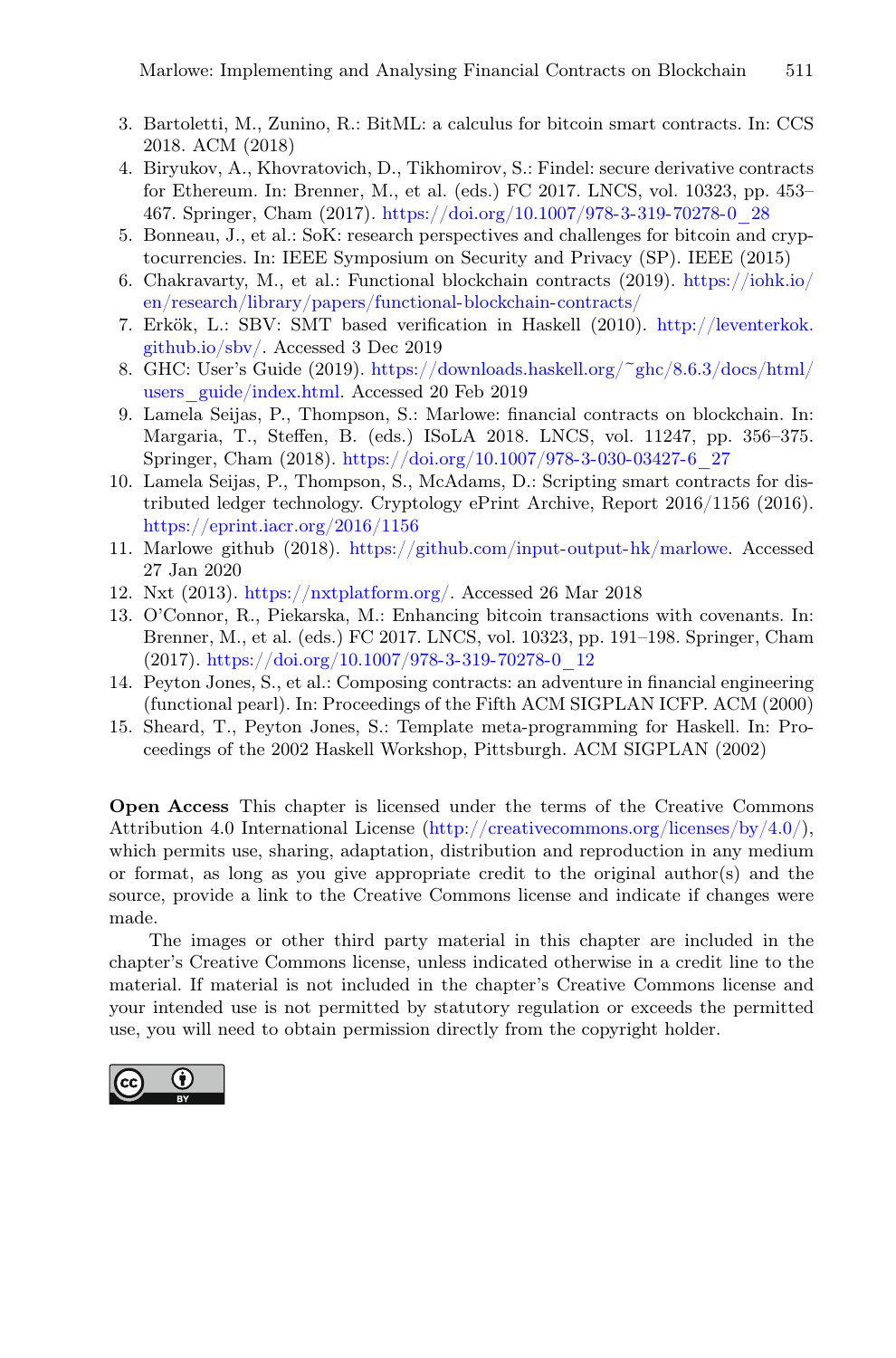3. Bartoletti, M., Zunino, R.: BitML: a calculus for bitcoin smart contracts. In: CCS 2018. ACM (2018)
4. Biryukov, A., Khovratovich, D., Tikhomirov, S.: Findel: secure derivative contracts for Ethereum. In: Brenner, M., et al. (eds.) FC 2017. LNCS, vol. 10323, pp. 453–467. Springer, Cham (2017). https://doi.org/10.1007/978-3-319-70278-0_28
5. Bonneau, J., et al.: SoK: research perspectives and challenges for bitcoin and cryptocurrencies. In: IEEE Symposium on Security and Privacy (SP). IEEE (2015)
6. Chakravarty, M., et al.: Functional blockchain contracts (2019). https://iohk.io/en/research/library/papers/functional-blockchain-contracts/
7. Erkök, L.: SBV: SMT based verification in Haskell (2010). http://leventerkok.github.io/sbv/. Accessed 3 Dec 2019
8. GHC: User's Guide (2019). https://downloads.haskell.org/~ghc/8.6.3/docs/html/users_guide/index.html. Accessed 20 Feb 2019
9. Lamela Seijas, P., Thompson, S.: Marlowe: financial contracts on blockchain. In: Margaria, T., Steffen, B. (eds.) ISoLA 2018. LNCS, vol. 11247, pp. 356–375. Springer, Cham (2018). https://doi.org/10.1007/978-3-030-03427-6_27
10. Lamela Seijas, P., Thompson, S., McAdams, D.: Scripting smart contracts for distributed ledger technology. Cryptology ePrint Archive, Report 2016/1156 (2016). https://eprint.iacr.org/2016/1156
11. Marlowe github (2018). https://github.com/input-output-hk/marlowe. Accessed 27 Jan 2020
12. Nxt (2013). https://nxtplatform.org/. Accessed 26 Mar 2018
13. O'Connor, R., Piekarska, M.: Enhancing bitcoin transactions with covenants. In: Brenner, M., et al. (eds.) FC 2017. LNCS, vol. 10323, pp. 191–198. Springer, Cham (2017). https://doi.org/10.1007/978-3-319-70278-0_12
14. Peyton Jones, S., et al.: Composing contracts: an adventure in financial engineering (functional pearl). In: Proceedings of the Fifth ACM SIGPLAN ICFP. ACM (2000)
15. Sheard, T., Peyton Jones, S.: Template meta-programming for Haskell. In: Proceedings of the 2002 Haskell Workshop, Pittsburgh. ACM SIGPLAN (2002)

**Open Access** This chapter is licensed under the terms of the Creative Commons Attribution 4.0 International License (http://creativecommons.org/licenses/by/4.0/), which permits use, sharing, adaptation, distribution and reproduction in any medium or format, as long as you give appropriate credit to the original author(s) and the source, provide a link to the Creative Commons license and indicate if changes were made.

The images or other third party material in this chapter are included in the chapter's Creative Commons license, unless indicated otherwise in a credit line to the material. If material is not included in the chapter's Creative Commons license and your intended use is not permitted by statutory regulation or exceeds the permitted use, you will need to obtain permission directly from the copyright holder.